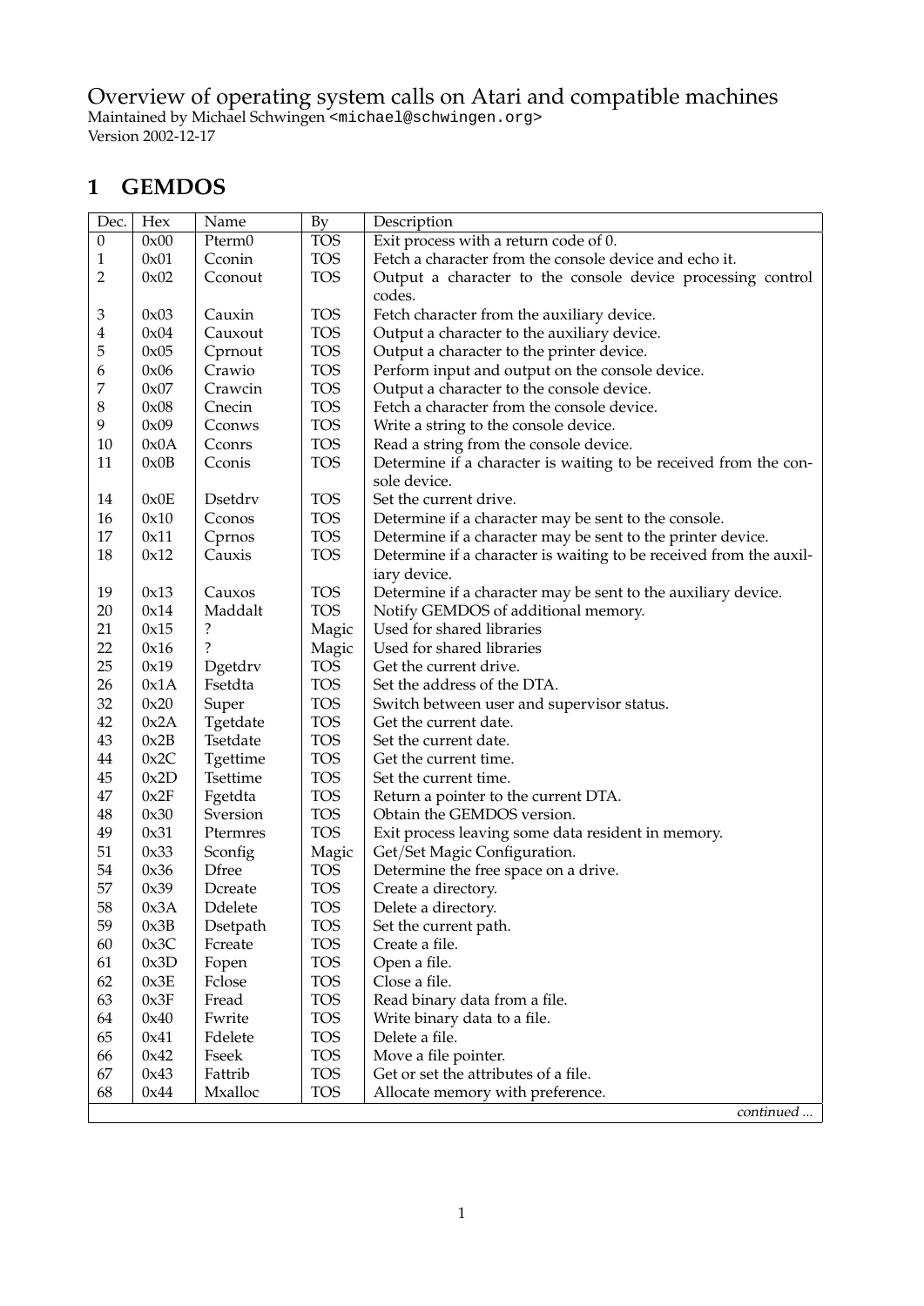# Overview of operating system calls on Atari and compatible machines

Maintained by Michael Schwingen <michael@schwingen.org>
Version 2002-12-17

## 1 GEMDOS

| Dec. | Hex | Name | By | Description |
|---|---|---|---|---|
| 0 | 0x00 | Pterm0 | TOS | Exit process with a return code of 0. |
| 1 | 0x01 | Cconin | TOS | Fetch a character from the console device and echo it. |
| 2 | 0x02 | Cconout | TOS | Output a character to the console device processing control codes. |
| 3 | 0x03 | Cauxin | TOS | Fetch character from the auxiliary device. |
| 4 | 0x04 | Cauxout | TOS | Output a character to the auxiliary device. |
| 5 | 0x05 | Cprnout | TOS | Output a character to the printer device. |
| 6 | 0x06 | Crawio | TOS | Perform input and output on the console device. |
| 7 | 0x07 | Crawcin | TOS | Output a character to the console device. |
| 8 | 0x08 | Cnecin | TOS | Fetch a character from the console device. |
| 9 | 0x09 | Cconws | TOS | Write a string to the console device. |
| 10 | 0x0A | Cconrs | TOS | Read a string from the console device. |
| 11 | 0x0B | Cconis | TOS | Determine if a character is waiting to be received from the console device. |
| 14 | 0x0E | Dsetdrv | TOS | Set the current drive. |
| 16 | 0x10 | Cconos | TOS | Determine if a character may be sent to the console. |
| 17 | 0x11 | Cprnos | TOS | Determine if a character may be sent to the printer device. |
| 18 | 0x12 | Cauxis | TOS | Determine if a character is waiting to be received from the auxiliary device. |
| 19 | 0x13 | Cauxos | TOS | Determine if a character may be sent to the auxiliary device. |
| 20 | 0x14 | Maddalt | TOS | Notify GEMDOS of additional memory. |
| 21 | 0x15 | ? | Magic | Used for shared libraries |
| 22 | 0x16 | ? | Magic | Used for shared libraries |
| 25 | 0x19 | Dgetdrv | TOS | Get the current drive. |
| 26 | 0x1A | Fsetdta | TOS | Set the address of the DTA. |
| 32 | 0x20 | Super | TOS | Switch between user and supervisor status. |
| 42 | 0x2A | Tgetdate | TOS | Get the current date. |
| 43 | 0x2B | Tsetdate | TOS | Set the current date. |
| 44 | 0x2C | Tgettime | TOS | Get the current time. |
| 45 | 0x2D | Tsettime | TOS | Set the current time. |
| 47 | 0x2F | Fgetdta | TOS | Return a pointer to the current DTA. |
| 48 | 0x30 | Sversion | TOS | Obtain the GEMDOS version. |
| 49 | 0x31 | Ptermres | TOS | Exit process leaving some data resident in memory. |
| 51 | 0x33 | Sconfig | Magic | Get/Set Magic Configuration. |
| 54 | 0x36 | Dfree | TOS | Determine the free space on a drive. |
| 57 | 0x39 | Dcreate | TOS | Create a directory. |
| 58 | 0x3A | Ddelete | TOS | Delete a directory. |
| 59 | 0x3B | Dsetpath | TOS | Set the current path. |
| 60 | 0x3C | Fcreate | TOS | Create a file. |
| 61 | 0x3D | Fopen | TOS | Open a file. |
| 62 | 0x3E | Fclose | TOS | Close a file. |
| 63 | 0x3F | Fread | TOS | Read binary data from a file. |
| 64 | 0x40 | Fwrite | TOS | Write binary data to a file. |
| 65 | 0x41 | Fdelete | TOS | Delete a file. |
| 66 | 0x42 | Fseek | TOS | Move a file pointer. |
| 67 | 0x43 | Fattrib | TOS | Get or set the attributes of a file. |
| 68 | 0x44 | Mxalloc | TOS | Allocate memory with preference. |

*continued ...*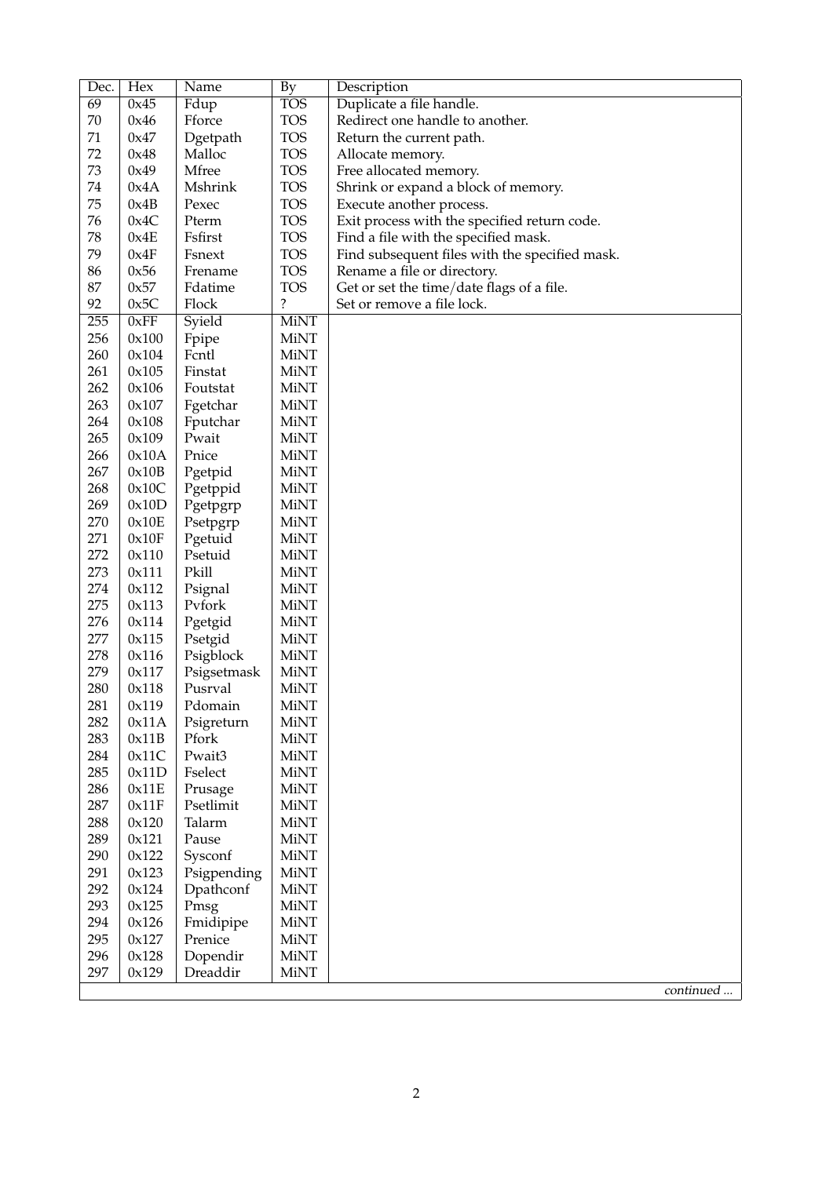| Dec. | Hex | Name | By | Description |
|---|---|---|---|---|
| 69 | 0x45 | Fdup | TOS | Duplicate a file handle. |
| 70 | 0x46 | Fforce | TOS | Redirect one handle to another. |
| 71 | 0x47 | Dgetpath | TOS | Return the current path. |
| 72 | 0x48 | Malloc | TOS | Allocate memory. |
| 73 | 0x49 | Mfree | TOS | Free allocated memory. |
| 74 | 0x4A | Mshrink | TOS | Shrink or expand a block of memory. |
| 75 | 0x4B | Pexec | TOS | Execute another process. |
| 76 | 0x4C | Pterm | TOS | Exit process with the specified return code. |
| 78 | 0x4E | Fsfirst | TOS | Find a file with the specified mask. |
| 79 | 0x4F | Fsnext | TOS | Find subsequent files with the specified mask. |
| 86 | 0x56 | Frename | TOS | Rename a file or directory. |
| 87 | 0x57 | Fdatime | TOS | Get or set the time/date flags of a file. |
| 92 | 0x5C | Flock | ? | Set or remove a file lock. |
| 255 | 0xFF | Syield | MiNT | |
| 256 | 0x100 | Fpipe | MiNT | |
| 260 | 0x104 | Fcntl | MiNT | |
| 261 | 0x105 | Finstat | MiNT | |
| 262 | 0x106 | Foutstat | MiNT | |
| 263 | 0x107 | Fgetchar | MiNT | |
| 264 | 0x108 | Fputchar | MiNT | |
| 265 | 0x109 | Pwait | MiNT | |
| 266 | 0x10A | Pnice | MiNT | |
| 267 | 0x10B | Pgetpid | MiNT | |
| 268 | 0x10C | Pgetppid | MiNT | |
| 269 | 0x10D | Pgetpgrp | MiNT | |
| 270 | 0x10E | Psetpgrp | MiNT | |
| 271 | 0x10F | Pgetuid | MiNT | |
| 272 | 0x110 | Psetuid | MiNT | |
| 273 | 0x111 | Pkill | MiNT | |
| 274 | 0x112 | Psignal | MiNT | |
| 275 | 0x113 | Pvfork | MiNT | |
| 276 | 0x114 | Pgetgid | MiNT | |
| 277 | 0x115 | Psetgid | MiNT | |
| 278 | 0x116 | Psigblock | MiNT | |
| 279 | 0x117 | Psigsetmask | MiNT | |
| 280 | 0x118 | Pusrval | MiNT | |
| 281 | 0x119 | Pdomain | MiNT | |
| 282 | 0x11A | Psigreturn | MiNT | |
| 283 | 0x11B | Pfork | MiNT | |
| 284 | 0x11C | Pwait3 | MiNT | |
| 285 | 0x11D | Fselect | MiNT | |
| 286 | 0x11E | Prusage | MiNT | |
| 287 | 0x11F | Psetlimit | MiNT | |
| 288 | 0x120 | Talarm | MiNT | |
| 289 | 0x121 | Pause | MiNT | |
| 290 | 0x122 | Sysconf | MiNT | |
| 291 | 0x123 | Psigpending | MiNT | |
| 292 | 0x124 | Dpathconf | MiNT | |
| 293 | 0x125 | Pmsg | MiNT | |
| 294 | 0x126 | Fmidipipe | MiNT | |
| 295 | 0x127 | Prenice | MiNT | |
| 296 | 0x128 | Dopendir | MiNT | |
| 297 | 0x129 | Dreaddir | MiNT | |

*continued ...*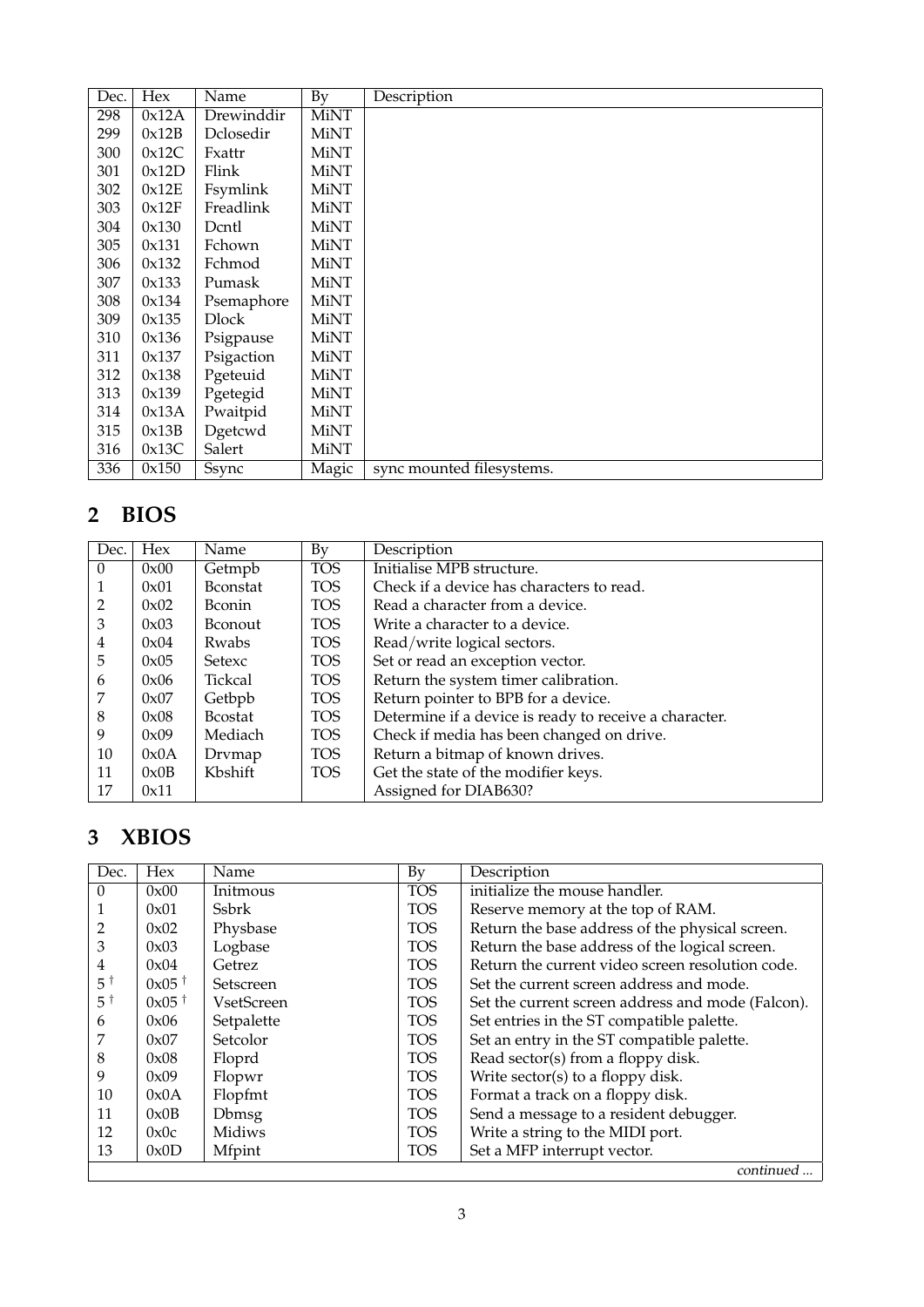| Dec. | Hex | Name | By | Description |
|---|---|---|---|---|
| 298 | 0x12A | Drewinddir | MiNT | |
| 299 | 0x12B | Dclosedir | MiNT | |
| 300 | 0x12C | Fxattr | MiNT | |
| 301 | 0x12D | Flink | MiNT | |
| 302 | 0x12E | Fsymlink | MiNT | |
| 303 | 0x12F | Freadlink | MiNT | |
| 304 | 0x130 | Dcntl | MiNT | |
| 305 | 0x131 | Fchown | MiNT | |
| 306 | 0x132 | Fchmod | MiNT | |
| 307 | 0x133 | Pumask | MiNT | |
| 308 | 0x134 | Psemaphore | MiNT | |
| 309 | 0x135 | Dlock | MiNT | |
| 310 | 0x136 | Psigpause | MiNT | |
| 311 | 0x137 | Psigaction | MiNT | |
| 312 | 0x138 | Pgeteuid | MiNT | |
| 313 | 0x139 | Pgetegid | MiNT | |
| 314 | 0x13A | Pwaitpid | MiNT | |
| 315 | 0x13B | Dgetcwd | MiNT | |
| 316 | 0x13C | Salert | MiNT | |
| 336 | 0x150 | Ssync | Magic | sync mounted filesystems. |

## 2 BIOS

| Dec. | Hex | Name | By | Description |
|---|---|---|---|---|
| 0 | 0x00 | Getmpb | TOS | Initialise MPB structure. |
| 1 | 0x01 | Bconstat | TOS | Check if a device has characters to read. |
| 2 | 0x02 | Bconin | TOS | Read a character from a device. |
| 3 | 0x03 | Bconout | TOS | Write a character to a device. |
| 4 | 0x04 | Rwabs | TOS | Read/write logical sectors. |
| 5 | 0x05 | Setexc | TOS | Set or read an exception vector. |
| 6 | 0x06 | Tickcal | TOS | Return the system timer calibration. |
| 7 | 0x07 | Getbpb | TOS | Return pointer to BPB for a device. |
| 8 | 0x08 | Bcostat | TOS | Determine if a device is ready to receive a character. |
| 9 | 0x09 | Mediach | TOS | Check if media has been changed on drive. |
| 10 | 0x0A | Drvmap | TOS | Return a bitmap of known drives. |
| 11 | 0x0B | Kbshift | TOS | Get the state of the modifier keys. |
| 17 | 0x11 | | | Assigned for DIAB630? |

## 3 XBIOS

| Dec. | Hex | Name | By | Description |
|---|---|---|---|---|
| 0 | 0x00 | Initmous | TOS | initialize the mouse handler. |
| 1 | 0x01 | Ssbrk | TOS | Reserve memory at the top of RAM. |
| 2 | 0x02 | Physbase | TOS | Return the base address of the physical screen. |
| 3 | 0x03 | Logbase | TOS | Return the base address of the logical screen. |
| 4 | 0x04 | Getrez | TOS | Return the current video screen resolution code. |
| 5 † | 0x05 † | Setscreen | TOS | Set the current screen address and mode. |
| 5 † | 0x05 † | VsetScreen | TOS | Set the current screen address and mode (Falcon). |
| 6 | 0x06 | Setpalette | TOS | Set entries in the ST compatible palette. |
| 7 | 0x07 | Setcolor | TOS | Set an entry in the ST compatible palette. |
| 8 | 0x08 | Floprd | TOS | Read sector(s) from a floppy disk. |
| 9 | 0x09 | Flopwr | TOS | Write sector(s) to a floppy disk. |
| 10 | 0x0A | Flopfmt | TOS | Format a track on a floppy disk. |
| 11 | 0x0B | Dbmsg | TOS | Send a message to a resident debugger. |
| 12 | 0x0c | Midiws | TOS | Write a string to the MIDI port. |
| 13 | 0x0D | Mfpint | TOS | Set a MFP interrupt vector. |

*continued ...*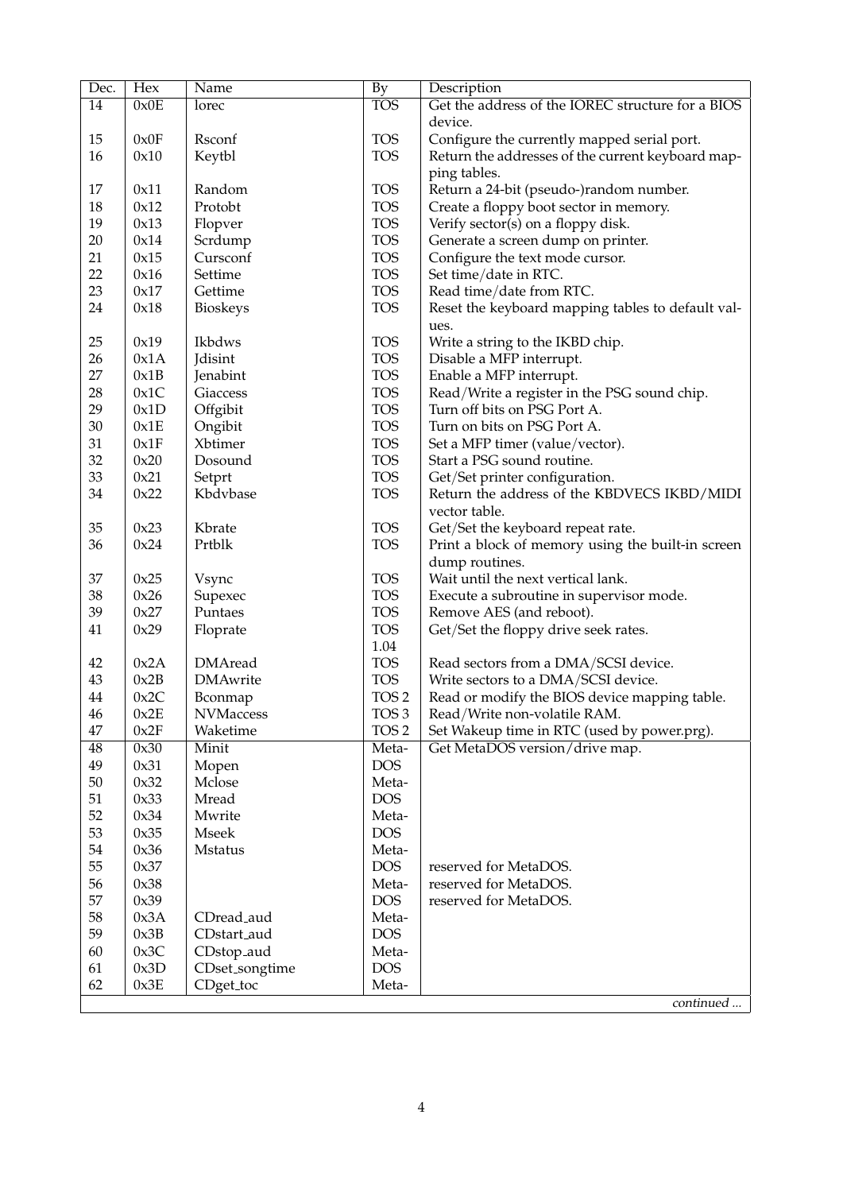| Dec. | Hex | Name | By | Description |
|---|---|---|---|---|
| 14 | 0x0E | Iorec | TOS | Get the address of the IOREC structure for a BIOS device. |
| 15 | 0x0F | Rsconf | TOS | Configure the currently mapped serial port. |
| 16 | 0x10 | Keytbl | TOS | Return the addresses of the current keyboard mapping tables. |
| 17 | 0x11 | Random | TOS | Return a 24-bit (pseudo-)random number. |
| 18 | 0x12 | Protobt | TOS | Create a floppy boot sector in memory. |
| 19 | 0x13 | Flopver | TOS | Verify sector(s) on a floppy disk. |
| 20 | 0x14 | Scrdump | TOS | Generate a screen dump on printer. |
| 21 | 0x15 | Cursconf | TOS | Configure the text mode cursor. |
| 22 | 0x16 | Settime | TOS | Set time/date in RTC. |
| 23 | 0x17 | Gettime | TOS | Read time/date from RTC. |
| 24 | 0x18 | Bioskeys | TOS | Reset the keyboard mapping tables to default values. |
| 25 | 0x19 | Ikbdws | TOS | Write a string to the IKBD chip. |
| 26 | 0x1A | Jdisint | TOS | Disable a MFP interrupt. |
| 27 | 0x1B | Jenabint | TOS | Enable a MFP interrupt. |
| 28 | 0x1C | Giaccess | TOS | Read/Write a register in the PSG sound chip. |
| 29 | 0x1D | Offgibit | TOS | Turn off bits on PSG Port A. |
| 30 | 0x1E | Ongibit | TOS | Turn on bits on PSG Port A. |
| 31 | 0x1F | Xbtimer | TOS | Set a MFP timer (value/vector). |
| 32 | 0x20 | Dosound | TOS | Start a PSG sound routine. |
| 33 | 0x21 | Setprt | TOS | Get/Set printer configuration. |
| 34 | 0x22 | Kbdvbase | TOS | Return the address of the KBDVECS IKBD/MIDI vector table. |
| 35 | 0x23 | Kbrate | TOS | Get/Set the keyboard repeat rate. |
| 36 | 0x24 | Prtblk | TOS | Print a block of memory using the built-in screen dump routines. |
| 37 | 0x25 | Vsync | TOS | Wait until the next vertical lank. |
| 38 | 0x26 | Supexec | TOS | Execute a subroutine in supervisor mode. |
| 39 | 0x27 | Puntaes | TOS | Remove AES (and reboot). |
| 41 | 0x29 | Floprate | TOS 1.04 | Get/Set the floppy drive seek rates. |
| 42 | 0x2A | DMAread | TOS | Read sectors from a DMA/SCSI device. |
| 43 | 0x2B | DMAwrite | TOS | Write sectors to a DMA/SCSI device. |
| 44 | 0x2C | Bconmap | TOS 2 | Read or modify the BIOS device mapping table. |
| 46 | 0x2E | NVMaccess | TOS 3 | Read/Write non-volatile RAM. |
| 47 | 0x2F | Waketime | TOS 2 | Set Wakeup time in RTC (used by power.prg). |
| 48 | 0x30 | Minit | Meta- | Get MetaDOS version/drive map. |
| 49 | 0x31 | Mopen | DOS | |
| 50 | 0x32 | Mclose | Meta- | |
| 51 | 0x33 | Mread | DOS | |
| 52 | 0x34 | Mwrite | Meta- | |
| 53 | 0x35 | Mseek | DOS | |
| 54 | 0x36 | Mstatus | Meta- | |
| 55 | 0x37 | | DOS | reserved for MetaDOS. |
| 56 | 0x38 | | Meta- | reserved for MetaDOS. |
| 57 | 0x39 | | DOS | reserved for MetaDOS. |
| 58 | 0x3A | CDread_aud | Meta- | |
| 59 | 0x3B | CDstart_aud | DOS | |
| 60 | 0x3C | CDstop_aud | Meta- | |
| 61 | 0x3D | CDset_songtime | DOS | |
| 62 | 0x3E | CDget_toc | Meta- | |

*continued ...*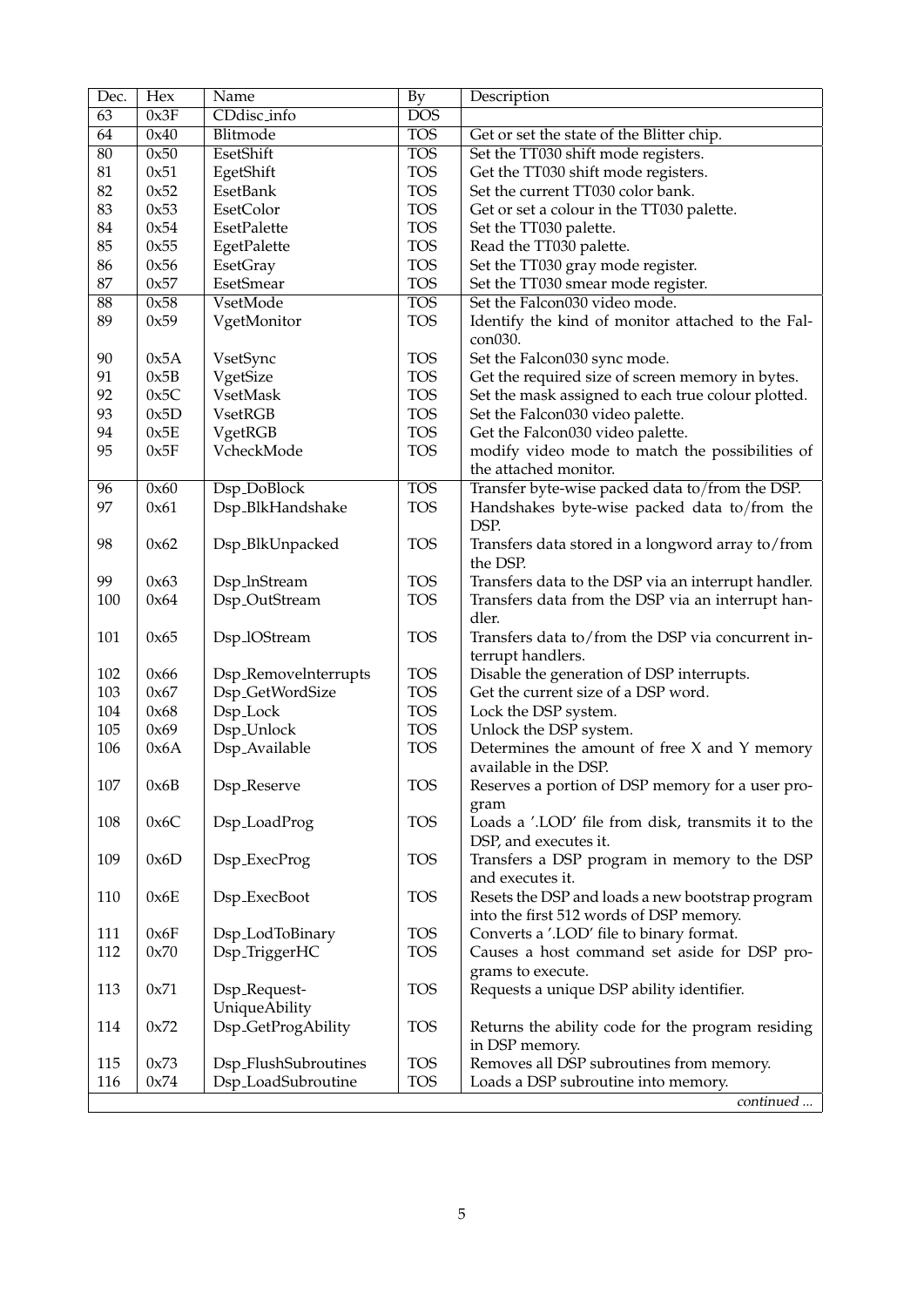| Dec. | Hex | Name | By | Description |
|---|---|---|---|---|
| 63 | 0x3F | CDdisc_info | DOS | |
| 64 | 0x40 | Blitmode | TOS | Get or set the state of the Blitter chip. |
| 80 | 0x50 | EsetShift | TOS | Set the TT030 shift mode registers. |
| 81 | 0x51 | EgetShift | TOS | Get the TT030 shift mode registers. |
| 82 | 0x52 | EsetBank | TOS | Set the current TT030 color bank. |
| 83 | 0x53 | EsetColor | TOS | Get or set a colour in the TT030 palette. |
| 84 | 0x54 | EsetPalette | TOS | Set the TT030 palette. |
| 85 | 0x55 | EgetPalette | TOS | Read the TT030 palette. |
| 86 | 0x56 | EsetGray | TOS | Set the TT030 gray mode register. |
| 87 | 0x57 | EsetSmear | TOS | Set the TT030 smear mode register. |
| 88 | 0x58 | VsetMode | TOS | Set the Falcon030 video mode. |
| 89 | 0x59 | VgetMonitor | TOS | Identify the kind of monitor attached to the Falcon030. |
| 90 | 0x5A | VsetSync | TOS | Set the Falcon030 sync mode. |
| 91 | 0x5B | VgetSize | TOS | Get the required size of screen memory in bytes. |
| 92 | 0x5C | VsetMask | TOS | Set the mask assigned to each true colour plotted. |
| 93 | 0x5D | VsetRGB | TOS | Set the Falcon030 video palette. |
| 94 | 0x5E | VgetRGB | TOS | Get the Falcon030 video palette. |
| 95 | 0x5F | VcheckMode | TOS | modify video mode to match the possibilities of the attached monitor. |
| 96 | 0x60 | Dsp_DoBlock | TOS | Transfer byte-wise packed data to/from the DSP. |
| 97 | 0x61 | Dsp_BlkHandshake | TOS | Handshakes byte-wise packed data to/from the DSP. |
| 98 | 0x62 | Dsp_BlkUnpacked | TOS | Transfers data stored in a longword array to/from the DSP. |
| 99 | 0x63 | Dsp_InStream | TOS | Transfers data to the DSP via an interrupt handler. |
| 100 | 0x64 | Dsp_OutStream | TOS | Transfers data from the DSP via an interrupt handler. |
| 101 | 0x65 | Dsp_IOStream | TOS | Transfers data to/from the DSP via concurrent interrupt handlers. |
| 102 | 0x66 | Dsp_RemoveInterrupts | TOS | Disable the generation of DSP interrupts. |
| 103 | 0x67 | Dsp_GetWordSize | TOS | Get the current size of a DSP word. |
| 104 | 0x68 | Dsp_Lock | TOS | Lock the DSP system. |
| 105 | 0x69 | Dsp_Unlock | TOS | Unlock the DSP system. |
| 106 | 0x6A | Dsp_Available | TOS | Determines the amount of free X and Y memory available in the DSP. |
| 107 | 0x6B | Dsp_Reserve | TOS | Reserves a portion of DSP memory for a user program |
| 108 | 0x6C | Dsp_LoadProg | TOS | Loads a '.LOD' file from disk, transmits it to the DSP, and executes it. |
| 109 | 0x6D | Dsp_ExecProg | TOS | Transfers a DSP program in memory to the DSP and executes it. |
| 110 | 0x6E | Dsp_ExecBoot | TOS | Resets the DSP and loads a new bootstrap program into the first 512 words of DSP memory. |
| 111 | 0x6F | Dsp_LodToBinary | TOS | Converts a '.LOD' file to binary format. |
| 112 | 0x70 | Dsp_TriggerHC | TOS | Causes a host command set aside for DSP programs to execute. |
| 113 | 0x71 | Dsp_RequestUniqueAbility | TOS | Requests a unique DSP ability identifier. |
| 114 | 0x72 | Dsp_GetProgAbility | TOS | Returns the ability code for the program residing in DSP memory. |
| 115 | 0x73 | Dsp_FlushSubroutines | TOS | Removes all DSP subroutines from memory. |
| 116 | 0x74 | Dsp_LoadSubroutine | TOS | Loads a DSP subroutine into memory. |

*continued ...*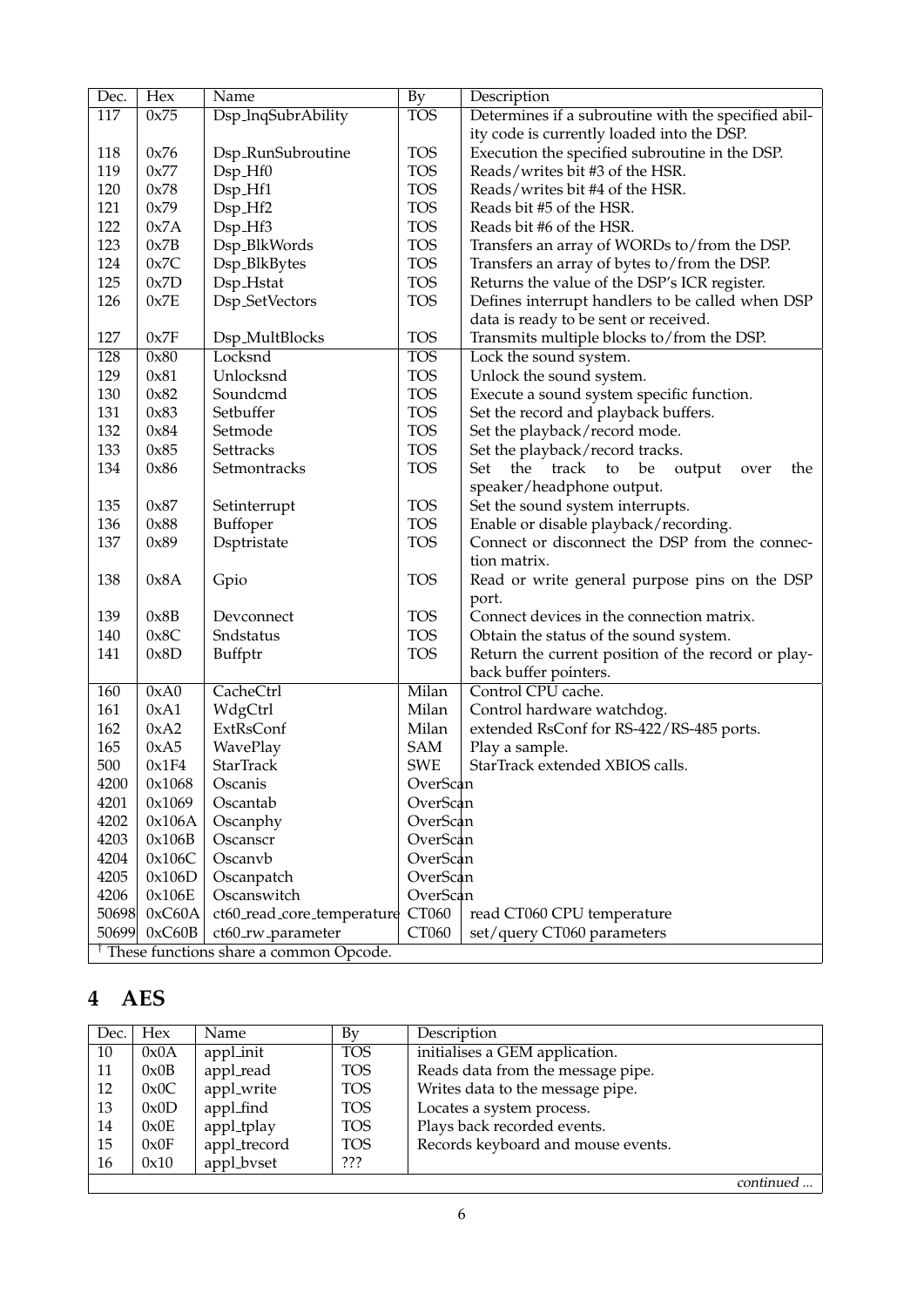| Dec. | Hex | Name | By | Description |
|---|---|---|---|---|
| 117 | 0x75 | Dsp_InqSubrAbility | TOS | Determines if a subroutine with the specified ability code is currently loaded into the DSP. |
| 118 | 0x76 | Dsp_RunSubroutine | TOS | Execution the specified subroutine in the DSP. |
| 119 | 0x77 | Dsp_Hf0 | TOS | Reads/writes bit #3 of the HSR. |
| 120 | 0x78 | Dsp_Hf1 | TOS | Reads/writes bit #4 of the HSR. |
| 121 | 0x79 | Dsp_Hf2 | TOS | Reads bit #5 of the HSR. |
| 122 | 0x7A | Dsp_Hf3 | TOS | Reads bit #6 of the HSR. |
| 123 | 0x7B | Dsp_BlkWords | TOS | Transfers an array of WORDs to/from the DSP. |
| 124 | 0x7C | Dsp_BlkBytes | TOS | Transfers an array of bytes to/from the DSP. |
| 125 | 0x7D | Dsp_Hstat | TOS | Returns the value of the DSP's ICR register. |
| 126 | 0x7E | Dsp_SetVectors | TOS | Defines interrupt handlers to be called when DSP data is ready to be sent or received. |
| 127 | 0x7F | Dsp_MultBlocks | TOS | Transmits multiple blocks to/from the DSP. |
| 128 | 0x80 | Locksnd | TOS | Lock the sound system. |
| 129 | 0x81 | Unlocksnd | TOS | Unlock the sound system. |
| 130 | 0x82 | Soundcmd | TOS | Execute a sound system specific function. |
| 131 | 0x83 | Setbuffer | TOS | Set the record and playback buffers. |
| 132 | 0x84 | Setmode | TOS | Set the playback/record mode. |
| 133 | 0x85 | Settracks | TOS | Set the playback/record tracks. |
| 134 | 0x86 | Setmontracks | TOS | Set the track to be output over the speaker/headphone output. |
| 135 | 0x87 | Setinterrupt | TOS | Set the sound system interrupts. |
| 136 | 0x88 | Buffoper | TOS | Enable or disable playback/recording. |
| 137 | 0x89 | Dsptristate | TOS | Connect or disconnect the DSP from the connection matrix. |
| 138 | 0x8A | Gpio | TOS | Read or write general purpose pins on the DSP port. |
| 139 | 0x8B | Devconnect | TOS | Connect devices in the connection matrix. |
| 140 | 0x8C | Sndstatus | TOS | Obtain the status of the sound system. |
| 141 | 0x8D | Buffptr | TOS | Return the current position of the record or playback buffer pointers. |
| 160 | 0xA0 | CacheCtrl | Milan | Control CPU cache. |
| 161 | 0xA1 | WdgCtrl | Milan | Control hardware watchdog. |
| 162 | 0xA2 | ExtRsConf | Milan | extended RsConf for RS-422/RS-485 ports. |
| 165 | 0xA5 | WavePlay | SAM | Play a sample. |
| 500 | 0x1F4 | StarTrack | SWE | StarTrack extended XBIOS calls. |
| 4200 | 0x1068 | Oscanis | OverScan | |
| 4201 | 0x1069 | Oscantab | OverScan | |
| 4202 | 0x106A | Oscanphy | OverScan | |
| 4203 | 0x106B | Oscanscr | OverScan | |
| 4204 | 0x106C | Oscanvb | OverScan | |
| 4205 | 0x106D | Oscanpatch | OverScan | |
| 4206 | 0x106E | Oscanswitch | OverScan | |
| 50698 | 0xC60A | ct60_read_core_temperature | CT060 | read CT060 CPU temperature |
| 50699 | 0xC60B | ct60_rw_parameter | CT060 | set/query CT060 parameters |

† These functions share a common Opcode.

## 4 AES

| Dec. | Hex | Name | By | Description |
|---|---|---|---|---|
| 10 | 0x0A | appl_init | TOS | initialises a GEM application. |
| 11 | 0x0B | appl_read | TOS | Reads data from the message pipe. |
| 12 | 0x0C | appl_write | TOS | Writes data to the message pipe. |
| 13 | 0x0D | appl_find | TOS | Locates a system process. |
| 14 | 0x0E | appl_tplay | TOS | Plays back recorded events. |
| 15 | 0x0F | appl_trecord | TOS | Records keyboard and mouse events. |
| 16 | 0x10 | appl_bvset | ??? | |

*continued ...*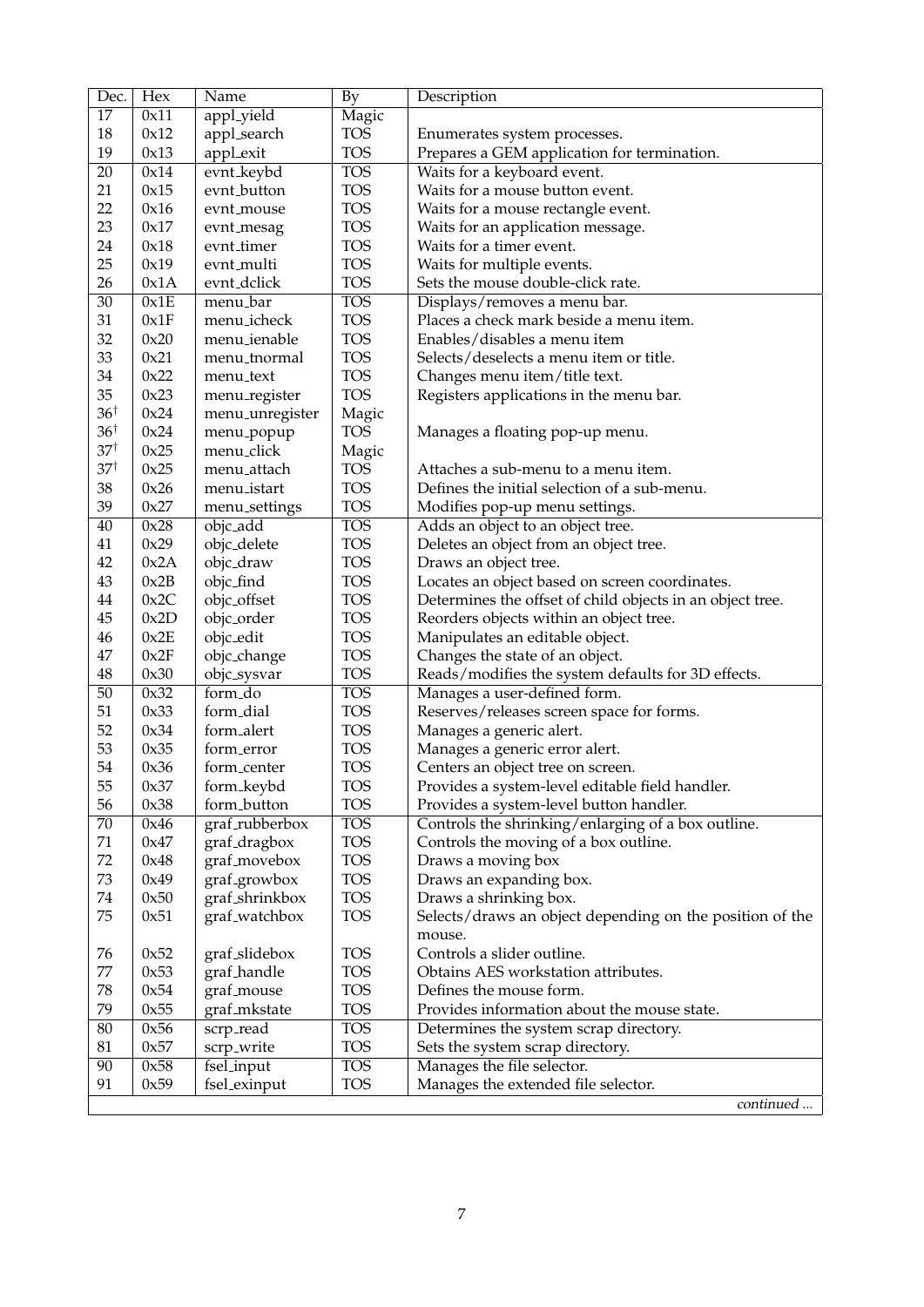| Dec. | Hex | Name | By | Description |
|---|---|---|---|---|
| 17 | 0x11 | appl_yield | Magic | |
| 18 | 0x12 | appl_search | TOS | Enumerates system processes. |
| 19 | 0x13 | appl_exit | TOS | Prepares a GEM application for termination. |
| 20 | 0x14 | evnt_keybd | TOS | Waits for a keyboard event. |
| 21 | 0x15 | evnt_button | TOS | Waits for a mouse button event. |
| 22 | 0x16 | evnt_mouse | TOS | Waits for a mouse rectangle event. |
| 23 | 0x17 | evnt_mesag | TOS | Waits for an application message. |
| 24 | 0x18 | evnt_timer | TOS | Waits for a timer event. |
| 25 | 0x19 | evnt_multi | TOS | Waits for multiple events. |
| 26 | 0x1A | evnt_dclick | TOS | Sets the mouse double-click rate. |
| 30 | 0x1E | menu_bar | TOS | Displays/removes a menu bar. |
| 31 | 0x1F | menu_icheck | TOS | Places a check mark beside a menu item. |
| 32 | 0x20 | menu_ienable | TOS | Enables/disables a menu item |
| 33 | 0x21 | menu_tnormal | TOS | Selects/deselects a menu item or title. |
| 34 | 0x22 | menu_text | TOS | Changes menu item/title text. |
| 35 | 0x23 | menu_register | TOS | Registers applications in the menu bar. |
| 36† | 0x24 | menu_unregister | Magic | |
| 36† | 0x24 | menu_popup | TOS | Manages a floating pop-up menu. |
| 37† | 0x25 | menu_click | Magic | |
| 37† | 0x25 | menu_attach | TOS | Attaches a sub-menu to a menu item. |
| 38 | 0x26 | menu_istart | TOS | Defines the initial selection of a sub-menu. |
| 39 | 0x27 | menu_settings | TOS | Modifies pop-up menu settings. |
| 40 | 0x28 | objc_add | TOS | Adds an object to an object tree. |
| 41 | 0x29 | objc_delete | TOS | Deletes an object from an object tree. |
| 42 | 0x2A | objc_draw | TOS | Draws an object tree. |
| 43 | 0x2B | objc_find | TOS | Locates an object based on screen coordinates. |
| 44 | 0x2C | objc_offset | TOS | Determines the offset of child objects in an object tree. |
| 45 | 0x2D | objc_order | TOS | Reorders objects within an object tree. |
| 46 | 0x2E | objc_edit | TOS | Manipulates an editable object. |
| 47 | 0x2F | objc_change | TOS | Changes the state of an object. |
| 48 | 0x30 | objc_sysvar | TOS | Reads/modifies the system defaults for 3D effects. |
| 50 | 0x32 | form_do | TOS | Manages a user-defined form. |
| 51 | 0x33 | form_dial | TOS | Reserves/releases screen space for forms. |
| 52 | 0x34 | form_alert | TOS | Manages a generic alert. |
| 53 | 0x35 | form_error | TOS | Manages a generic error alert. |
| 54 | 0x36 | form_center | TOS | Centers an object tree on screen. |
| 55 | 0x37 | form_keybd | TOS | Provides a system-level editable field handler. |
| 56 | 0x38 | form_button | TOS | Provides a system-level button handler. |
| 70 | 0x46 | graf_rubberbox | TOS | Controls the shrinking/enlarging of a box outline. |
| 71 | 0x47 | graf_dragbox | TOS | Controls the moving of a box outline. |
| 72 | 0x48 | graf_movebox | TOS | Draws a moving box |
| 73 | 0x49 | graf_growbox | TOS | Draws an expanding box. |
| 74 | 0x50 | graf_shrinkbox | TOS | Draws a shrinking box. |
| 75 | 0x51 | graf_watchbox | TOS | Selects/draws an object depending on the position of the mouse. |
| 76 | 0x52 | graf_slidebox | TOS | Controls a slider outline. |
| 77 | 0x53 | graf_handle | TOS | Obtains AES workstation attributes. |
| 78 | 0x54 | graf_mouse | TOS | Defines the mouse form. |
| 79 | 0x55 | graf_mkstate | TOS | Provides information about the mouse state. |
| 80 | 0x56 | scrp_read | TOS | Determines the system scrap directory. |
| 81 | 0x57 | scrp_write | TOS | Sets the system scrap directory. |
| 90 | 0x58 | fsel_input | TOS | Manages the file selector. |
| 91 | 0x59 | fsel_exinput | TOS | Manages the extended file selector. |
| | | | | *continued ...* |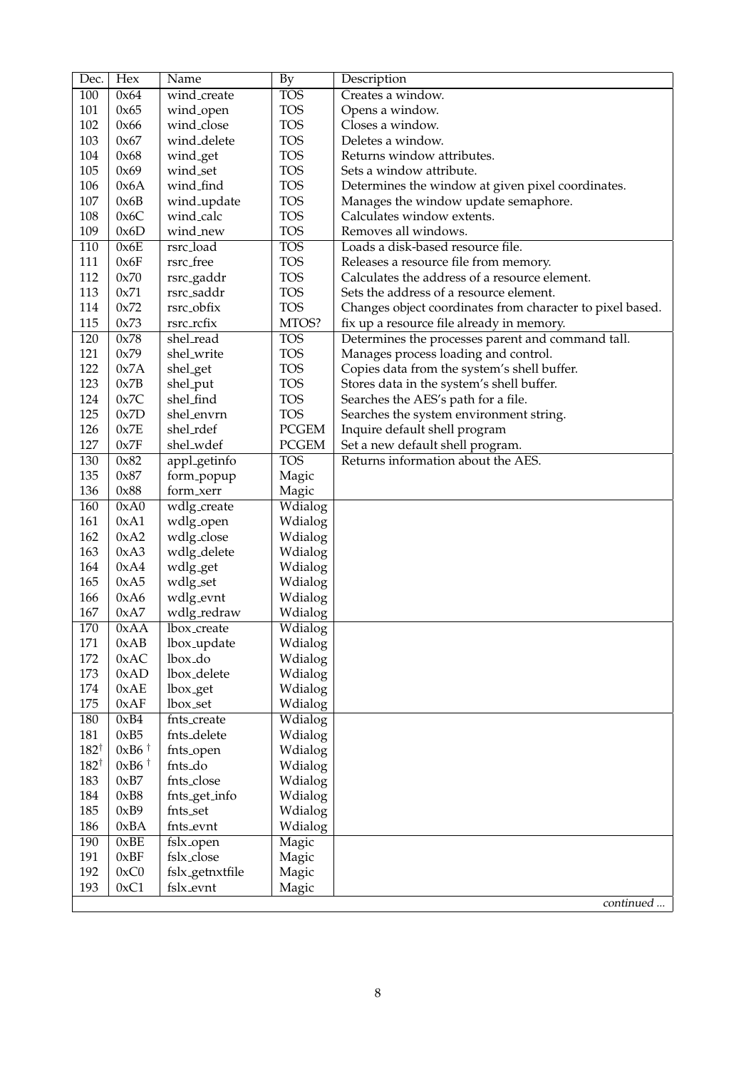| Dec. | Hex | Name | By | Description |
|---|---|---|---|---|
| 100 | 0x64 | wind_create | TOS | Creates a window. |
| 101 | 0x65 | wind_open | TOS | Opens a window. |
| 102 | 0x66 | wind_close | TOS | Closes a window. |
| 103 | 0x67 | wind_delete | TOS | Deletes a window. |
| 104 | 0x68 | wind_get | TOS | Returns window attributes. |
| 105 | 0x69 | wind_set | TOS | Sets a window attribute. |
| 106 | 0x6A | wind_find | TOS | Determines the window at given pixel coordinates. |
| 107 | 0x6B | wind_update | TOS | Manages the window update semaphore. |
| 108 | 0x6C | wind_calc | TOS | Calculates window extents. |
| 109 | 0x6D | wind_new | TOS | Removes all windows. |
| 110 | 0x6E | rsrc_load | TOS | Loads a disk-based resource file. |
| 111 | 0x6F | rsrc_free | TOS | Releases a resource file from memory. |
| 112 | 0x70 | rsrc_gaddr | TOS | Calculates the address of a resource element. |
| 113 | 0x71 | rsrc_saddr | TOS | Sets the address of a resource element. |
| 114 | 0x72 | rsrc_obfix | TOS | Changes object coordinates from character to pixel based. |
| 115 | 0x73 | rsrc_rcfix | MTOS? | fix up a resource file already in memory. |
| 120 | 0x78 | shel_read | TOS | Determines the processes parent and command tall. |
| 121 | 0x79 | shel_write | TOS | Manages process loading and control. |
| 122 | 0x7A | shel_get | TOS | Copies data from the system's shell buffer. |
| 123 | 0x7B | shel_put | TOS | Stores data in the system's shell buffer. |
| 124 | 0x7C | shel_find | TOS | Searches the AES's path for a file. |
| 125 | 0x7D | shel_envrn | TOS | Searches the system environment string. |
| 126 | 0x7E | shel_rdef | PCGEM | Inquire default shell program |
| 127 | 0x7F | shel_wdef | PCGEM | Set a new default shell program. |
| 130 | 0x82 | appl_getinfo | TOS | Returns information about the AES. |
| 135 | 0x87 | form_popup | Magic | |
| 136 | 0x88 | form_xerr | Magic | |
| 160 | 0xA0 | wdlg_create | Wdialog | |
| 161 | 0xA1 | wdlg_open | Wdialog | |
| 162 | 0xA2 | wdlg_close | Wdialog | |
| 163 | 0xA3 | wdlg_delete | Wdialog | |
| 164 | 0xA4 | wdlg_get | Wdialog | |
| 165 | 0xA5 | wdlg_set | Wdialog | |
| 166 | 0xA6 | wdlg_evnt | Wdialog | |
| 167 | 0xA7 | wdlg_redraw | Wdialog | |
| 170 | 0xAA | lbox_create | Wdialog | |
| 171 | 0xAB | lbox_update | Wdialog | |
| 172 | 0xAC | lbox_do | Wdialog | |
| 173 | 0xAD | lbox_delete | Wdialog | |
| 174 | 0xAE | lbox_get | Wdialog | |
| 175 | 0xAF | lbox_set | Wdialog | |
| 180 | 0xB4 | fnts_create | Wdialog | |
| 181 | 0xB5 | fnts_delete | Wdialog | |
| 182† | 0xB6 † | fnts_open | Wdialog | |
| 182† | 0xB6 † | fnts_do | Wdialog | |
| 183 | 0xB7 | fnts_close | Wdialog | |
| 184 | 0xB8 | fnts_get_info | Wdialog | |
| 185 | 0xB9 | fnts_set | Wdialog | |
| 186 | 0xBA | fnts_evnt | Wdialog | |
| 190 | 0xBE | fslx_open | Magic | |
| 191 | 0xBF | fslx_close | Magic | |
| 192 | 0xC0 | fslx_getnxtfile | Magic | |
| 193 | 0xC1 | fslx_evnt | Magic | |

*continued ...*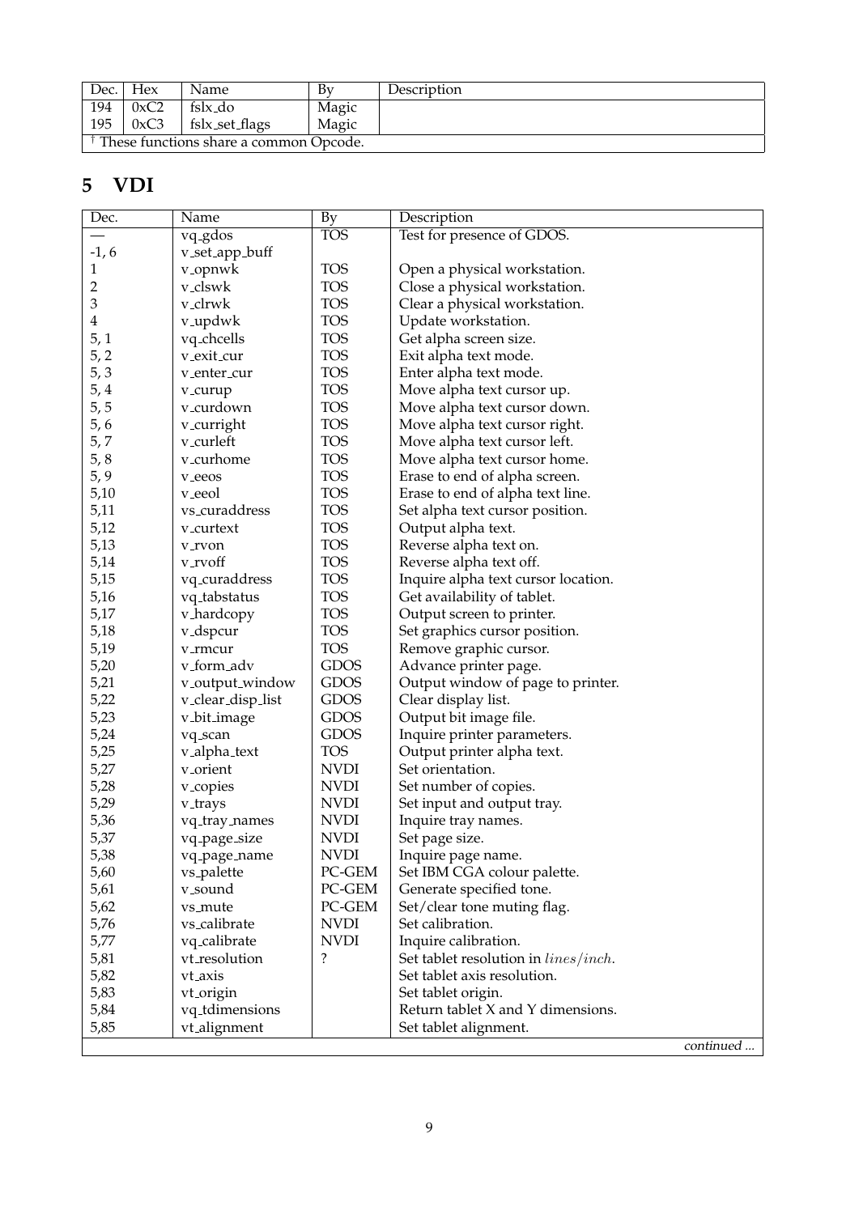| Dec. | Hex | Name | By | Description |
|---|---|---|---|---|
| 194 | 0xC2 | fslx_do | Magic | |
| 195 | 0xC3 | fslx_set_flags | Magic | |
| † These functions share a common Opcode. | | | | |

## 5 VDI

| Dec. | Name | By | Description |
|---|---|---|---|
| — | vq_gdos | TOS | Test for presence of GDOS. |
| -1, 6 | v_set_app_buff | | |
| 1 | v_opnwk | TOS | Open a physical workstation. |
| 2 | v_clswk | TOS | Close a physical workstation. |
| 3 | v_clrwk | TOS | Clear a physical workstation. |
| 4 | v_updwk | TOS | Update workstation. |
| 5, 1 | vq_chcells | TOS | Get alpha screen size. |
| 5, 2 | v_exit_cur | TOS | Exit alpha text mode. |
| 5, 3 | v_enter_cur | TOS | Enter alpha text mode. |
| 5, 4 | v_curup | TOS | Move alpha text cursor up. |
| 5, 5 | v_curdown | TOS | Move alpha text cursor down. |
| 5, 6 | v_curright | TOS | Move alpha text cursor right. |
| 5, 7 | v_curleft | TOS | Move alpha text cursor left. |
| 5, 8 | v_curhome | TOS | Move alpha text cursor home. |
| 5, 9 | v_eeos | TOS | Erase to end of alpha screen. |
| 5,10 | v_eeol | TOS | Erase to end of alpha text line. |
| 5,11 | vs_curaddress | TOS | Set alpha text cursor position. |
| 5,12 | v_curtext | TOS | Output alpha text. |
| 5,13 | v_rvon | TOS | Reverse alpha text on. |
| 5,14 | v_rvoff | TOS | Reverse alpha text off. |
| 5,15 | vq_curaddress | TOS | Inquire alpha text cursor location. |
| 5,16 | vq_tabstatus | TOS | Get availability of tablet. |
| 5,17 | v_hardcopy | TOS | Output screen to printer. |
| 5,18 | v_dspcur | TOS | Set graphics cursor position. |
| 5,19 | v_rmcur | TOS | Remove graphic cursor. |
| 5,20 | v_form_adv | GDOS | Advance printer page. |
| 5,21 | v_output_window | GDOS | Output window of page to printer. |
| 5,22 | v_clear_disp_list | GDOS | Clear display list. |
| 5,23 | v_bit_image | GDOS | Output bit image file. |
| 5,24 | vq_scan | GDOS | Inquire printer parameters. |
| 5,25 | v_alpha_text | TOS | Output printer alpha text. |
| 5,27 | v_orient | NVDI | Set orientation. |
| 5,28 | v_copies | NVDI | Set number of copies. |
| 5,29 | v_trays | NVDI | Set input and output tray. |
| 5,36 | vq_tray_names | NVDI | Inquire tray names. |
| 5,37 | vq_page_size | NVDI | Set page size. |
| 5,38 | vq_page_name | NVDI | Inquire page name. |
| 5,60 | vs_palette | PC-GEM | Set IBM CGA colour palette. |
| 5,61 | v_sound | PC-GEM | Generate specified tone. |
| 5,62 | vs_mute | PC-GEM | Set/clear tone muting flag. |
| 5,76 | vs_calibrate | NVDI | Set calibration. |
| 5,77 | vq_calibrate | NVDI | Inquire calibration. |
| 5,81 | vt_resolution | ? | Set tablet resolution in $lines/inch$. |
| 5,82 | vt_axis | | Set tablet axis resolution. |
| 5,83 | vt_origin | | Set tablet origin. |
| 5,84 | vq_tdimensions | | Return tablet X and Y dimensions. |
| 5,85 | vt_alignment | | Set tablet alignment. |

*continued ...*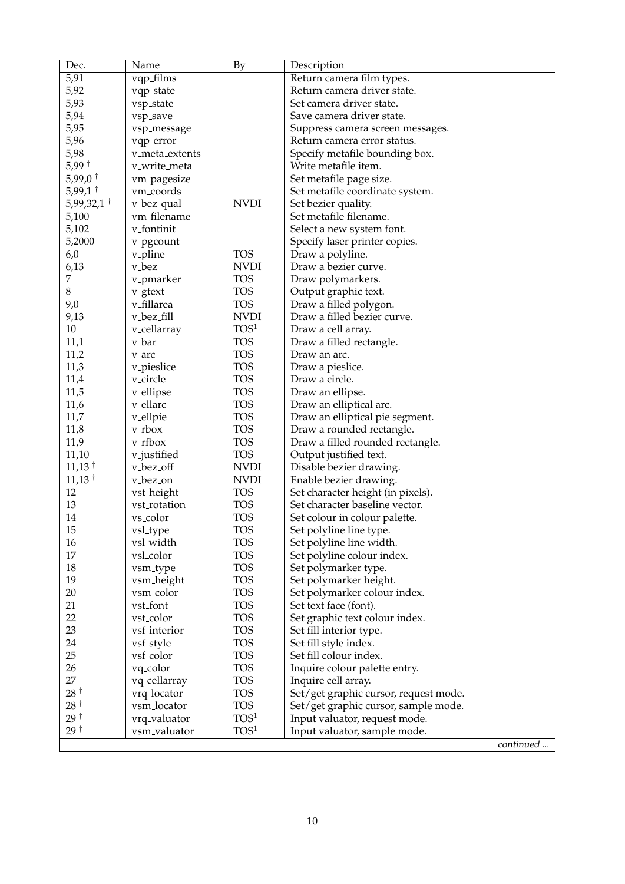| Dec. | Name | By | Description |
|---|---|---|---|
| 5,91 | vqp_films | | Return camera film types. |
| 5,92 | vqp_state | | Return camera driver state. |
| 5,93 | vsp_state | | Set camera driver state. |
| 5,94 | vsp_save | | Save camera driver state. |
| 5,95 | vsp_message | | Suppress camera screen messages. |
| 5,96 | vqp_error | | Return camera error status. |
| 5,98 | v_meta_extents | | Specify metafile bounding box. |
| 5,99 † | v_write_meta | | Write metafile item. |
| 5,99,0 † | vm_pagesize | | Set metafile page size. |
| 5,99,1 † | vm_coords | | Set metafile coordinate system. |
| 5,99,32,1 † | v_bez_qual | NVDI | Set bezier quality. |
| 5,100 | vm_filename | | Set metafile filename. |
| 5,102 | v_fontinit | | Select a new system font. |
| 5,2000 | v_pgcount | | Specify laser printer copies. |
| 6,0 | v_pline | TOS | Draw a polyline. |
| 6,13 | v_bez | NVDI | Draw a bezier curve. |
| 7 | v_pmarker | TOS | Draw polymarkers. |
| 8 | v_gtext | TOS | Output graphic text. |
| 9,0 | v_fillarea | TOS | Draw a filled polygon. |
| 9,13 | v_bez_fill | NVDI | Draw a filled bezier curve. |
| 10 | v_cellarray | TOS[1] | Draw a cell array. |
| 11,1 | v_bar | TOS | Draw a filled rectangle. |
| 11,2 | v_arc | TOS | Draw an arc. |
| 11,3 | v_pieslice | TOS | Draw a pieslice. |
| 11,4 | v_circle | TOS | Draw a circle. |
| 11,5 | v_ellipse | TOS | Draw an ellipse. |
| 11,6 | v_ellarc | TOS | Draw an elliptical arc. |
| 11,7 | v_ellpie | TOS | Draw an elliptical pie segment. |
| 11,8 | v_rbox | TOS | Draw a rounded rectangle. |
| 11,9 | v_rfbox | TOS | Draw a filled rounded rectangle. |
| 11,10 | v_justified | TOS | Output justified text. |
| 11,13 † | v_bez_off | NVDI | Disable bezier drawing. |
| 11,13 † | v_bez_on | NVDI | Enable bezier drawing. |
| 12 | vst_height | TOS | Set character height (in pixels). |
| 13 | vst_rotation | TOS | Set character baseline vector. |
| 14 | vs_color | TOS | Set colour in colour palette. |
| 15 | vsl_type | TOS | Set polyline line type. |
| 16 | vsl_width | TOS | Set polyline line width. |
| 17 | vsl_color | TOS | Set polyline colour index. |
| 18 | vsm_type | TOS | Set polymarker type. |
| 19 | vsm_height | TOS | Set polymarker height. |
| 20 | vsm_color | TOS | Set polymarker colour index. |
| 21 | vst_font | TOS | Set text face (font). |
| 22 | vst_color | TOS | Set graphic text colour index. |
| 23 | vsf_interior | TOS | Set fill interior type. |
| 24 | vsf_style | TOS | Set fill style index. |
| 25 | vsf_color | TOS | Set fill colour index. |
| 26 | vq_color | TOS | Inquire colour palette entry. |
| 27 | vq_cellarray | TOS | Inquire cell array. |
| 28 † | vrq_locator | TOS | Set/get graphic cursor, request mode. |
| 28 † | vsm_locator | TOS | Set/get graphic cursor, sample mode. |
| 29 † | vrq_valuator | TOS[1] | Input valuator, request mode. |
| 29 † | vsm_valuator | TOS[1] | Input valuator, sample mode. |

*continued ...*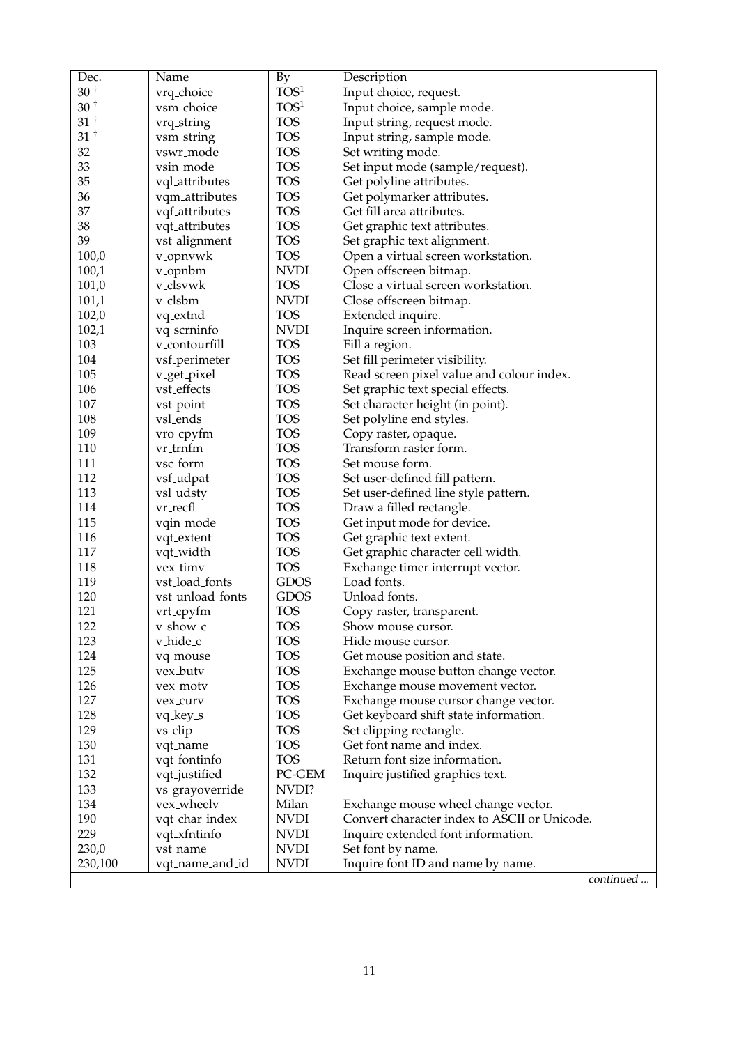| Dec. | Name | By | Description |
|---|---|---|---|
| 30 † | vrq_choice | TOS[1] | Input choice, request. |
| 30 † | vsm_choice | TOS[1] | Input choice, sample mode. |
| 31 † | vrq_string | TOS | Input string, request mode. |
| 31 † | vsm_string | TOS | Input string, sample mode. |
| 32 | vswr_mode | TOS | Set writing mode. |
| 33 | vsin_mode | TOS | Set input mode (sample/request). |
| 35 | vql_attributes | TOS | Get polyline attributes. |
| 36 | vqm_attributes | TOS | Get polymarker attributes. |
| 37 | vqf_attributes | TOS | Get fill area attributes. |
| 38 | vqt_attributes | TOS | Get graphic text attributes. |
| 39 | vst_alignment | TOS | Set graphic text alignment. |
| 100,0 | v_opnvwk | TOS | Open a virtual screen workstation. |
| 100,1 | v_opnbm | NVDI | Open offscreen bitmap. |
| 101,0 | v_clsvwk | TOS | Close a virtual screen workstation. |
| 101,1 | v_clsbm | NVDI | Close offscreen bitmap. |
| 102,0 | vq_extnd | TOS | Extended inquire. |
| 102,1 | vq_scrninfo | NVDI | Inquire screen information. |
| 103 | v_contourfill | TOS | Fill a region. |
| 104 | vsf_perimeter | TOS | Set fill perimeter visibility. |
| 105 | v_get_pixel | TOS | Read screen pixel value and colour index. |
| 106 | vst_effects | TOS | Set graphic text special effects. |
| 107 | vst_point | TOS | Set character height (in point). |
| 108 | vsl_ends | TOS | Set polyline end styles. |
| 109 | vro_cpyfm | TOS | Copy raster, opaque. |
| 110 | vr_trnfm | TOS | Transform raster form. |
| 111 | vsc_form | TOS | Set mouse form. |
| 112 | vsf_udpat | TOS | Set user-defined fill pattern. |
| 113 | vsl_udsty | TOS | Set user-defined line style pattern. |
| 114 | vr_recfl | TOS | Draw a filled rectangle. |
| 115 | vqin_mode | TOS | Get input mode for device. |
| 116 | vqt_extent | TOS | Get graphic text extent. |
| 117 | vqt_width | TOS | Get graphic character cell width. |
| 118 | vex_timv | TOS | Exchange timer interrupt vector. |
| 119 | vst_load_fonts | GDOS | Load fonts. |
| 120 | vst_unload_fonts | GDOS | Unload fonts. |
| 121 | vrt_cpyfm | TOS | Copy raster, transparent. |
| 122 | v_show_c | TOS | Show mouse cursor. |
| 123 | v_hide_c | TOS | Hide mouse cursor. |
| 124 | vq_mouse | TOS | Get mouse position and state. |
| 125 | vex_butv | TOS | Exchange mouse button change vector. |
| 126 | vex_motv | TOS | Exchange mouse movement vector. |
| 127 | vex_curv | TOS | Exchange mouse cursor change vector. |
| 128 | vq_key_s | TOS | Get keyboard shift state information. |
| 129 | vs_clip | TOS | Set clipping rectangle. |
| 130 | vqt_name | TOS | Get font name and index. |
| 131 | vqt_fontinfo | TOS | Return font size information. |
| 132 | vqt_justified | PC-GEM | Inquire justified graphics text. |
| 133 | vs_grayoverride | NVDI? | |
| 134 | vex_wheelv | Milan | Exchange mouse wheel change vector. |
| 190 | vqt_char_index | NVDI | Convert character index to ASCII or Unicode. |
| 229 | vqt_xfntinfo | NVDI | Inquire extended font information. |
| 230,0 | vst_name | NVDI | Set font by name. |
| 230,100 | vqt_name_and_id | NVDI | Inquire font ID and name by name. |

*continued ...*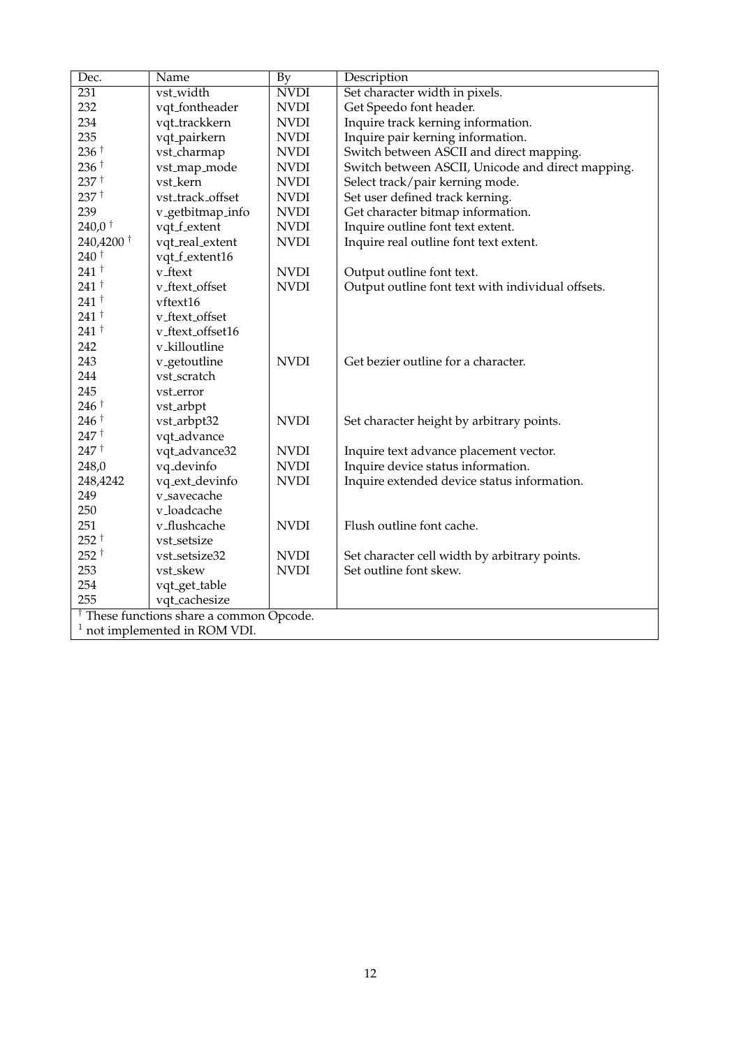| Dec. | Name | By | Description |
|---|---|---|---|
| 231 | vst_width | NVDI | Set character width in pixels. |
| 232 | vqt_fontheader | NVDI | Get Speedo font header. |
| 234 | vqt_trackkern | NVDI | Inquire track kerning information. |
| 235 | vqt_pairkern | NVDI | Inquire pair kerning information. |
| 236 † | vst_charmap | NVDI | Switch between ASCII and direct mapping. |
| 236 † | vst_map_mode | NVDI | Switch between ASCII, Unicode and direct mapping. |
| 237 † | vst_kern | NVDI | Select track/pair kerning mode. |
| 237 † | vst_track_offset | NVDI | Set user defined track kerning. |
| 239 | v_getbitmap_info | NVDI | Get character bitmap information. |
| 240,0 † | vqt_f_extent | NVDI | Inquire outline font text extent. |
| 240,4200 † | vqt_real_extent | NVDI | Inquire real outline font text extent. |
| 240 † | vqt_f_extent16 | | |
| 241 † | v_ftext | NVDI | Output outline font text. |
| 241 † | v_ftext_offset | NVDI | Output outline font text with individual offsets. |
| 241 † | vftext16 | | |
| 241 † | v_ftext_offset | | |
| 241 † | v_ftext_offset16 | | |
| 242 | v_killoutline | | |
| 243 | v_getoutline | NVDI | Get bezier outline for a character. |
| 244 | vst_scratch | | |
| 245 | vst_error | | |
| 246 † | vst_arbpt | | |
| 246 † | vst_arbpt32 | NVDI | Set character height by arbitrary points. |
| 247 † | vqt_advance | | |
| 247 † | vqt_advance32 | NVDI | Inquire text advance placement vector. |
| 248,0 | vq_devinfo | NVDI | Inquire device status information. |
| 248,4242 | vq_ext_devinfo | NVDI | Inquire extended device status information. |
| 249 | v_savecache | | |
| 250 | v_loadcache | | |
| 251 | v_flushcache | NVDI | Flush outline font cache. |
| 252 † | vst_setsize | | |
| 252 † | vst_setsize32 | NVDI | Set character cell width by arbitrary points. |
| 253 | vst_skew | NVDI | Set outline font skew. |
| 254 | vqt_get_table | | |
| 255 | vqt_cachesize | | |

† These functions share a common Opcode.
[1] not implemented in ROM VDI.